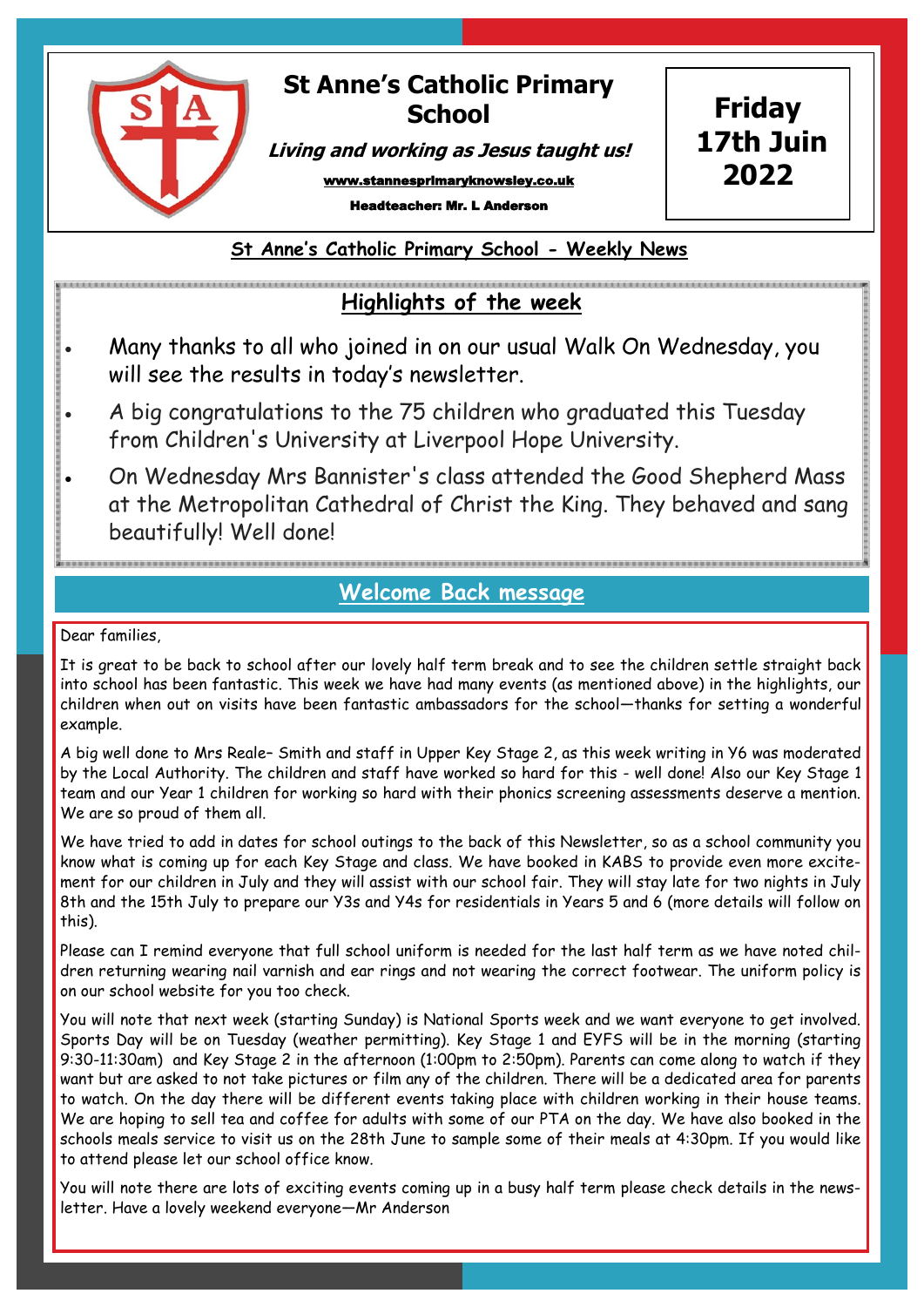# St Anne's Catholic Primary School

***Living and working as Jesus taught us!***

www.stannesprimaryknowsley.co.uk

**Headteacher: Mr. L Anderson**

**Friday 17th Juin 2022**

## St Anne's Catholic Primary School - Weekly News

### Highlights of the week

- Many thanks to all who joined in on our usual Walk On Wednesday, you will see the results in today's newsletter.
- A big congratulations to the 75 children who graduated this Tuesday from Children's University at Liverpool Hope University.
- On Wednesday Mrs Bannister's class attended the Good Shepherd Mass at the Metropolitan Cathedral of Christ the King. They behaved and sang beautifully! Well done!

### Welcome Back message

Dear families,

It is great to be back to school after our lovely half term break and to see the children settle straight back into school has been fantastic. This week we have had many events (as mentioned above) in the highlights, our children when out on visits have been fantastic ambassadors for the school—thanks for setting a wonderful example.

A big well done to Mrs Reale– Smith and staff in Upper Key Stage 2, as this week writing in Y6 was moderated by the Local Authority. The children and staff have worked so hard for this - well done! Also our Key Stage 1 team and our Year 1 children for working so hard with their phonics screening assessments deserve a mention. We are so proud of them all.

We have tried to add in dates for school outings to the back of this Newsletter, so as a school community you know what is coming up for each Key Stage and class. We have booked in KABS to provide even more excitement for our children in July and they will assist with our school fair. They will stay late for two nights in July 8th and the 15th July to prepare our Y3s and Y4s for residentials in Years 5 and 6 (more details will follow on this).

Please can I remind everyone that full school uniform is needed for the last half term as we have noted children returning wearing nail varnish and ear rings and not wearing the correct footwear. The uniform policy is on our school website for you too check.

You will note that next week (starting Sunday) is National Sports week and we want everyone to get involved. Sports Day will be on Tuesday (weather permitting). Key Stage 1 and EYFS will be in the morning (starting 9:30-11:30am) and Key Stage 2 in the afternoon (1:00pm to 2:50pm). Parents can come along to watch if they want but are asked to not take pictures or film any of the children. There will be a dedicated area for parents to watch. On the day there will be different events taking place with children working in their house teams. We are hoping to sell tea and coffee for adults with some of our PTA on the day. We have also booked in the schools meals service to visit us on the 28th June to sample some of their meals at 4:30pm. If you would like to attend please let our school office know.

You will note there are lots of exciting events coming up in a busy half term please check details in the newsletter. Have a lovely weekend everyone—Mr Anderson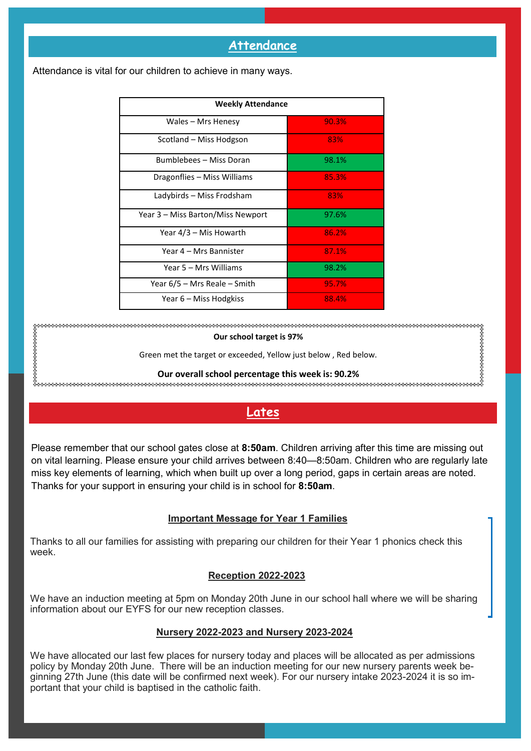## Attendance

Attendance is vital for our children to achieve in many ways.

| Weekly Attendance | |
|---|---|
| Wales – Mrs Henesy | 90.3% |
| Scotland – Miss Hodgson | 83% |
| Bumblebees – Miss Doran | 98.1% |
| Dragonflies – Miss Williams | 85.3% |
| Ladybirds – Miss Frodsham | 83% |
| Year 3 – Miss Barton/Miss Newport | 97.6% |
| Year 4/3 – Mis Howarth | 86.2% |
| Year 4 – Mrs Bannister | 87.1% |
| Year 5 – Mrs Williams | 98.2% |
| Year 6/5 – Mrs Reale – Smith | 95.7% |
| Year 6 – Miss Hodgkiss | 88.4% |

**Our school target is 97%**

Green met the target or exceeded, Yellow just below , Red below.

**Our overall school percentage this week is: 90.2%**

## Lates

Please remember that our school gates close at **8:50am**. Children arriving after this time are missing out on vital learning. Please ensure your child arrives between 8:40—8:50am. Children who are regularly late miss key elements of learning, which when built up over a long period, gaps in certain areas are noted. Thanks for your support in ensuring your child is in school for **8:50am**.

### Important Message for Year 1 Families

Thanks to all our families for assisting with preparing our children for their Year 1 phonics check this week.

### Reception 2022-2023

We have an induction meeting at 5pm on Monday 20th June in our school hall where we will be sharing information about our EYFS for our new reception classes.

### Nursery 2022-2023 and Nursery 2023-2024

We have allocated our last few places for nursery today and places will be allocated as per admissions policy by Monday 20th June. There will be an induction meeting for our new nursery parents week beginning 27th June (this date will be confirmed next week). For our nursery intake 2023-2024 it is so important that your child is baptised in the catholic faith.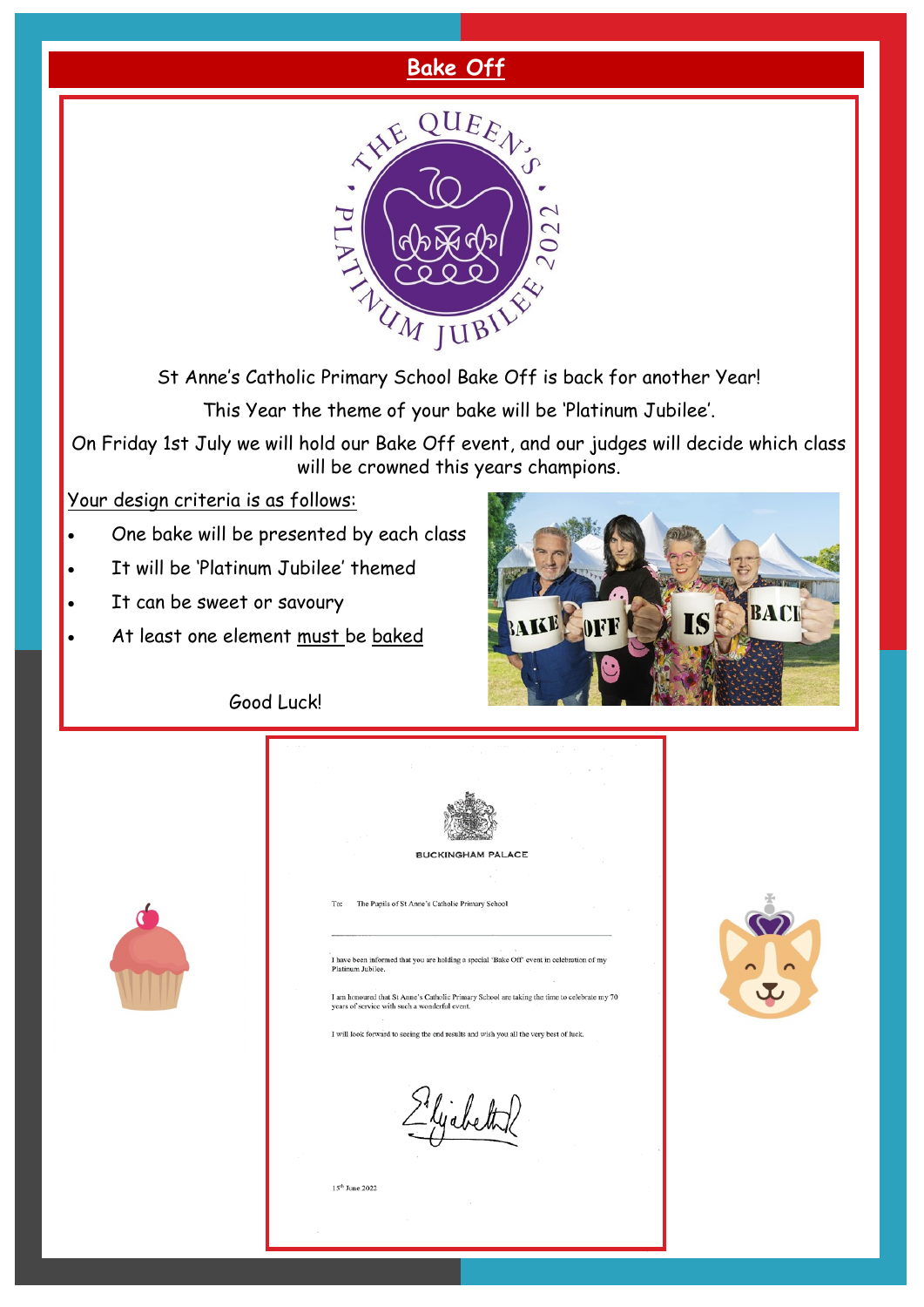# Bake Off

St Anne's Catholic Primary School Bake Off is back for another Year!

This Year the theme of your bake will be 'Platinum Jubilee'.

On Friday 1st July we will hold our Bake Off event, and our judges will decide which class will be crowned this years champions.

Your design criteria is as follows:

- One bake will be presented by each class
- It will be 'Platinum Jubilee' themed
- It can be sweet or savoury
- At least one element must be baked

Good Luck!

BUCKINGHAM PALACE

To: The Pupils of St Anne's Catholic Primary School

I have been informed that you are holding a special 'Bake Off' event in celebration of my Platinum Jubilee.

I am honoured that St Anne's Catholic Primary School are taking the time to celebrate my 70 years of service with such a wonderful event.

I will look forward to seeing the end results and wish you all the very best of luck.

Elizabeth R

15th June 2022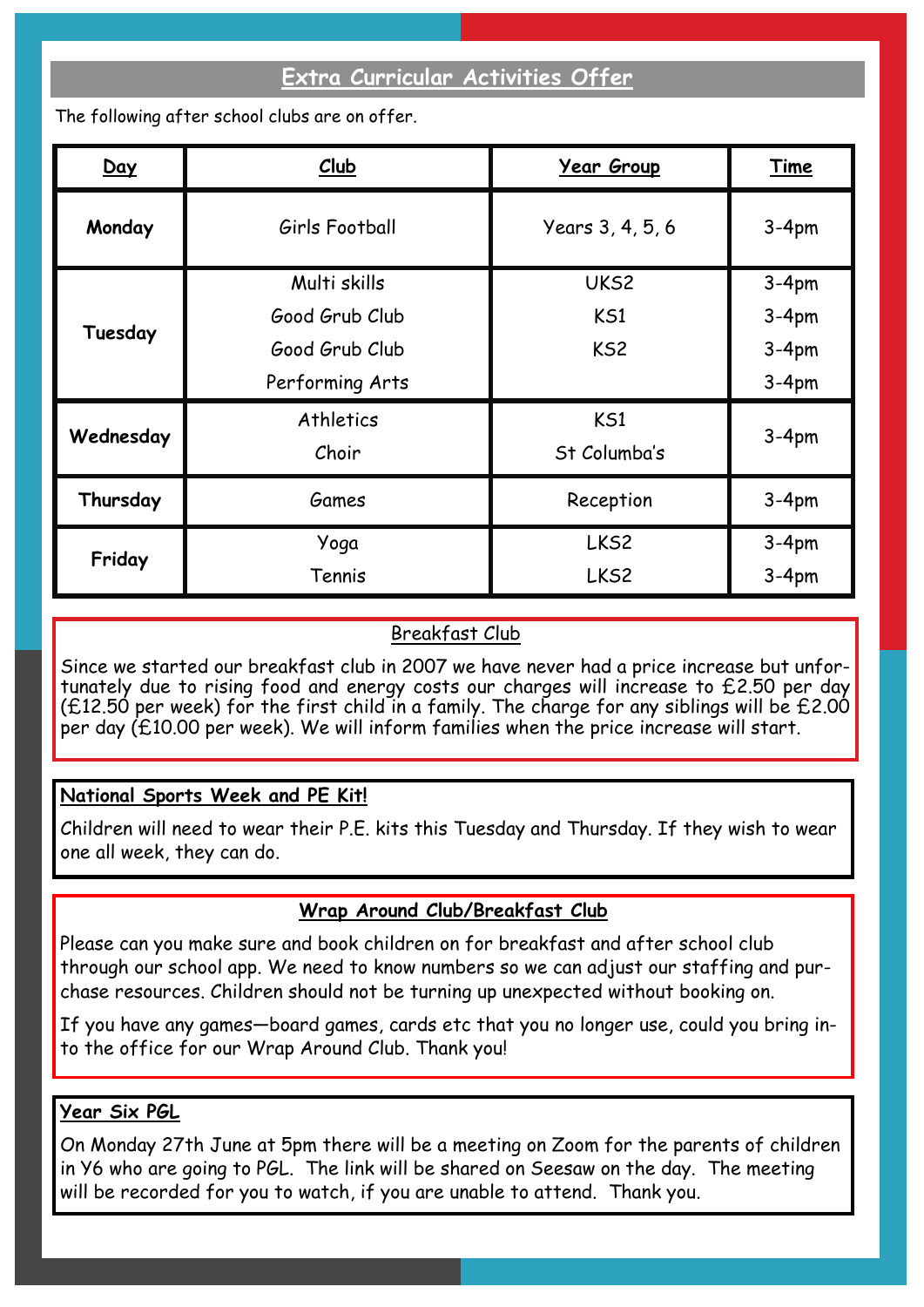## Extra Curricular Activities Offer

The following after school clubs are on offer.

| Day | Club | Year Group | Time |
|---|---|---|---|
| Monday | Girls Football | Years 3, 4, 5, 6 | 3-4pm |
| Tuesday | Multi skills | UKS2 | 3-4pm |
| | Good Grub Club | KS1 | 3-4pm |
| | Good Grub Club | KS2 | 3-4pm |
| | Performing Arts | | 3-4pm |
| Wednesday | Athletics | KS1 | 3-4pm |
| | Choir | St Columba's | |
| Thursday | Games | Reception | 3-4pm |
| Friday | Yoga | LKS2 | 3-4pm |
| | Tennis | LKS2 | 3-4pm |

### Breakfast Club

Since we started our breakfast club in 2007 we have never had a price increase but unfortunately due to rising food and energy costs our charges will increase to £2.50 per day (£12.50 per week) for the first child in a family. The charge for any siblings will be £2.00 per day (£10.00 per week). We will inform families when the price increase will start.

### National Sports Week and PE Kit!

Children will need to wear their P.E. kits this Tuesday and Thursday. If they wish to wear one all week, they can do.

### Wrap Around Club/Breakfast Club

Please can you make sure and book children on for breakfast and after school club through our school app. We need to know numbers so we can adjust our staffing and purchase resources. Children should not be turning up unexpected without booking on.

If you have any games—board games, cards etc that you no longer use, could you bring into the office for our Wrap Around Club. Thank you!

### Year Six PGL

On Monday 27th June at 5pm there will be a meeting on Zoom for the parents of children in Y6 who are going to PGL. The link will be shared on Seesaw on the day. The meeting will be recorded for you to watch, if you are unable to attend. Thank you.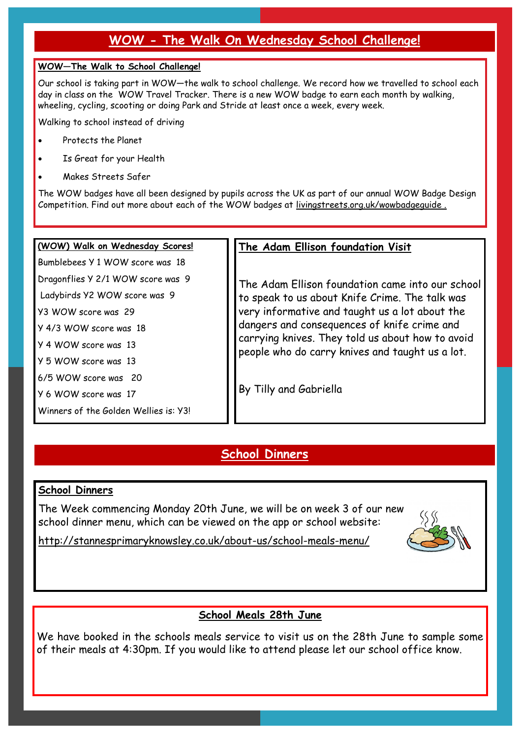# WOW - The Walk On Wednesday School Challenge!

**WOW—The Walk to School Challenge!**

Our school is taking part in WOW—the walk to school challenge. We record how we travelled to school each day in class on the WOW Travel Tracker. There is a new WOW badge to earn each month by walking, wheeling, cycling, scooting or doing Park and Stride at least once a week, every week.

Walking to school instead of driving

- Protects the Planet
- Is Great for your Health
- Makes Streets Safer

The WOW badges have all been designed by pupils across the UK as part of our annual WOW Badge Design Competition. Find out more about each of the WOW badges at livingstreets.org.uk/wowbadgeguide .

**(WOW) Walk on Wednesday Scores!**

Bumblebees Y 1 WOW score was 18

Dragonflies Y 2/1 WOW score was 9

Ladybirds Y2 WOW score was 9

Y3 WOW score was 29

Y 4/3 WOW score was 18

Y 4 WOW score was 13

Y 5 WOW score was 13

6/5 WOW score was 20

Y 6 WOW score was 17

Winners of the Golden Wellies is: Y3!

**The Adam Ellison foundation Visit**

The Adam Ellison foundation came into our school to speak to us about Knife Crime. The talk was very informative and taught us a lot about the dangers and consequences of knife crime and carrying knives. They told us about how to avoid people who do carry knives and taught us a lot.

By Tilly and Gabriella

# School Dinners

**School Dinners**

The Week commencing Monday 20th June, we will be on week 3 of our new school dinner menu, which can be viewed on the app or school website:

http://stannesprimaryknowsley.co.uk/about-us/school-meals-menu/

**School Meals 28th June**

We have booked in the schools meals service to visit us on the 28th June to sample some of their meals at 4:30pm. If you would like to attend please let our school office know.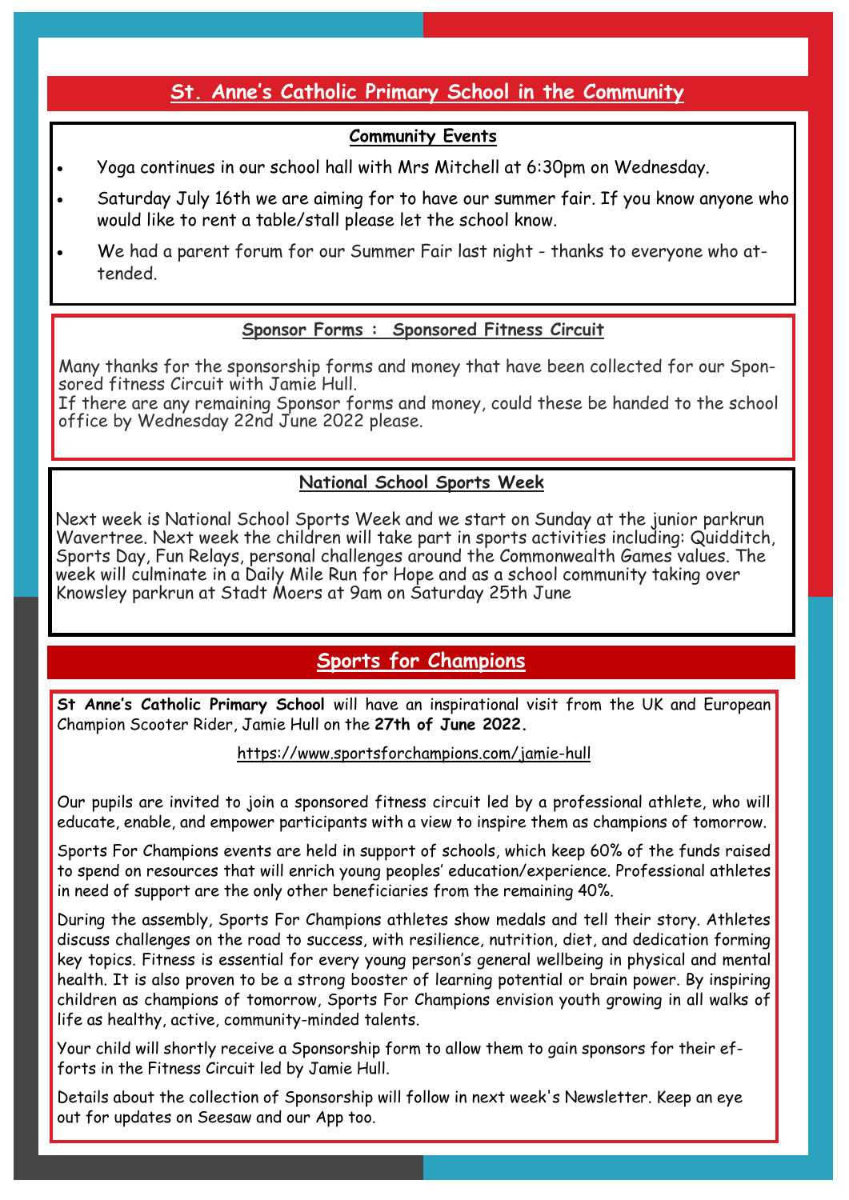## St. Anne's Catholic Primary School in the Community

### Community Events

- Yoga continues in our school hall with Mrs Mitchell at 6:30pm on Wednesday.
- Saturday July 16th we are aiming for to have our summer fair. If you know anyone who would like to rent a table/stall please let the school know.
- We had a parent forum for our Summer Fair last night - thanks to everyone who attended.

### Sponsor Forms : Sponsored Fitness Circuit

Many thanks for the sponsorship forms and money that have been collected for our Sponsored fitness Circuit with Jamie Hull.
If there are any remaining Sponsor forms and money, could these be handed to the school office by Wednesday 22nd June 2022 please.

### National School Sports Week

Next week is National School Sports Week and we start on Sunday at the junior parkrun Wavertree. Next week the children will take part in sports activities including: Quidditch, Sports Day, Fun Relays, personal challenges around the Commonwealth Games values. The week will culminate in a Daily Mile Run for Hope and as a school community taking over Knowsley parkrun at Stadt Moers at 9am on Saturday 25th June

## Sports for Champions

**St Anne's Catholic Primary School** will have an inspirational visit from the UK and European Champion Scooter Rider, Jamie Hull on the **27th of June 2022.**

https://www.sportsforchampions.com/jamie-hull

Our pupils are invited to join a sponsored fitness circuit led by a professional athlete, who will educate, enable, and empower participants with a view to inspire them as champions of tomorrow.

Sports For Champions events are held in support of schools, which keep 60% of the funds raised to spend on resources that will enrich young peoples' education/experience. Professional athletes in need of support are the only other beneficiaries from the remaining 40%.

During the assembly, Sports For Champions athletes show medals and tell their story. Athletes discuss challenges on the road to success, with resilience, nutrition, diet, and dedication forming key topics. Fitness is essential for every young person's general wellbeing in physical and mental health. It is also proven to be a strong booster of learning potential or brain power. By inspiring children as champions of tomorrow, Sports For Champions envision youth growing in all walks of life as healthy, active, community-minded talents.

Your child will shortly receive a Sponsorship form to allow them to gain sponsors for their efforts in the Fitness Circuit led by Jamie Hull.

Details about the collection of Sponsorship will follow in next week's Newsletter. Keep an eye out for updates on Seesaw and our App too.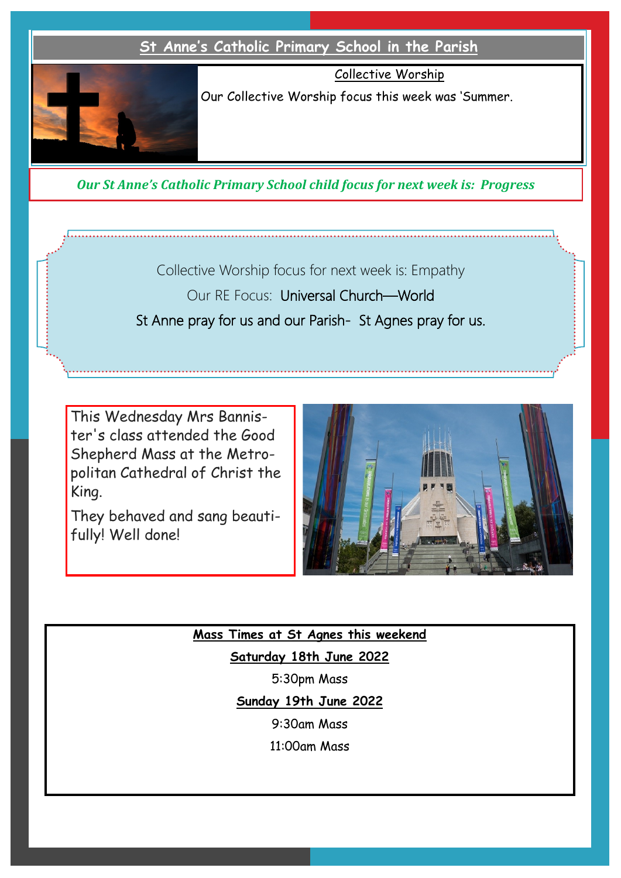## St Anne's Catholic Primary School in the Parish

**Collective Worship**

Our Collective Worship focus this week was 'Summer.

*Our St Anne's Catholic Primary School child focus for next week is: Progress*

Collective Worship focus for next week is: Empathy

Our RE Focus: Universal Church—World

St Anne pray for us and our Parish- St Agnes pray for us.

This Wednesday Mrs Bannister's class attended the Good Shepherd Mass at the Metropolitan Cathedral of Christ the King.

They behaved and sang beautifully! Well done!

**Mass Times at St Agnes this weekend**

**Saturday 18th June 2022**

5:30pm Mass

**Sunday 19th June 2022**

9:30am Mass

11:00am Mass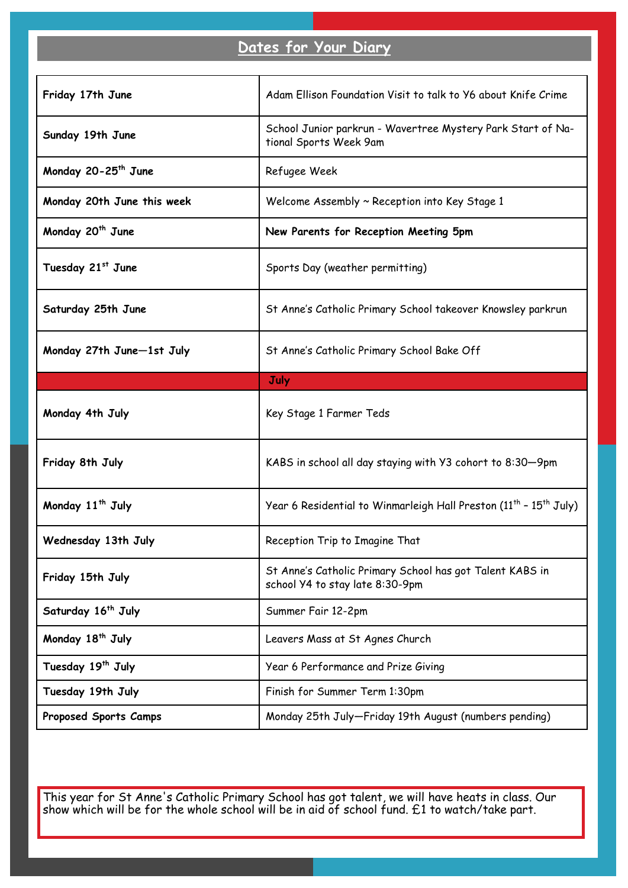# Dates for Your Diary

| | |
|---|---|
| **Friday 17th June** | Adam Ellison Foundation Visit to talk to Y6 about Knife Crime |
| **Sunday 19th June** | School Junior parkrun - Wavertree Mystery Park Start of National Sports Week 9am |
| **Monday 20-25th June** | Refugee Week |
| **Monday 20th June this week** | Welcome Assembly ~ Reception into Key Stage 1 |
| **Monday 20th June** | **New Parents for Reception Meeting 5pm** |
| **Tuesday 21st June** | Sports Day (weather permitting) |
| **Saturday 25th June** | St Anne's Catholic Primary School takeover Knowsley parkrun |
| **Monday 27th June—1st July** | St Anne's Catholic Primary School Bake Off |
| | **July** |
| **Monday 4th July** | Key Stage 1 Farmer Teds |
| **Friday 8th July** | KABS in school all day staying with Y3 cohort to 8:30—9pm |
| **Monday 11th July** | Year 6 Residential to Winmarleigh Hall Preston (11th – 15th July) |
| **Wednesday 13th July** | Reception Trip to Imagine That |
| **Friday 15th July** | St Anne's Catholic Primary School has got Talent KABS in school Y4 to stay late 8:30-9pm |
| **Saturday 16th July** | Summer Fair 12-2pm |
| **Monday 18th July** | Leavers Mass at St Agnes Church |
| **Tuesday 19th July** | Year 6 Performance and Prize Giving |
| **Tuesday 19th July** | Finish for Summer Term 1:30pm |
| **Proposed Sports Camps** | Monday 25th July—Friday 19th August (numbers pending) |

This year for St Anne's Catholic Primary School has got talent, we will have heats in class. Our show which will be for the whole school will be in aid of school fund. £1 to watch/take part.